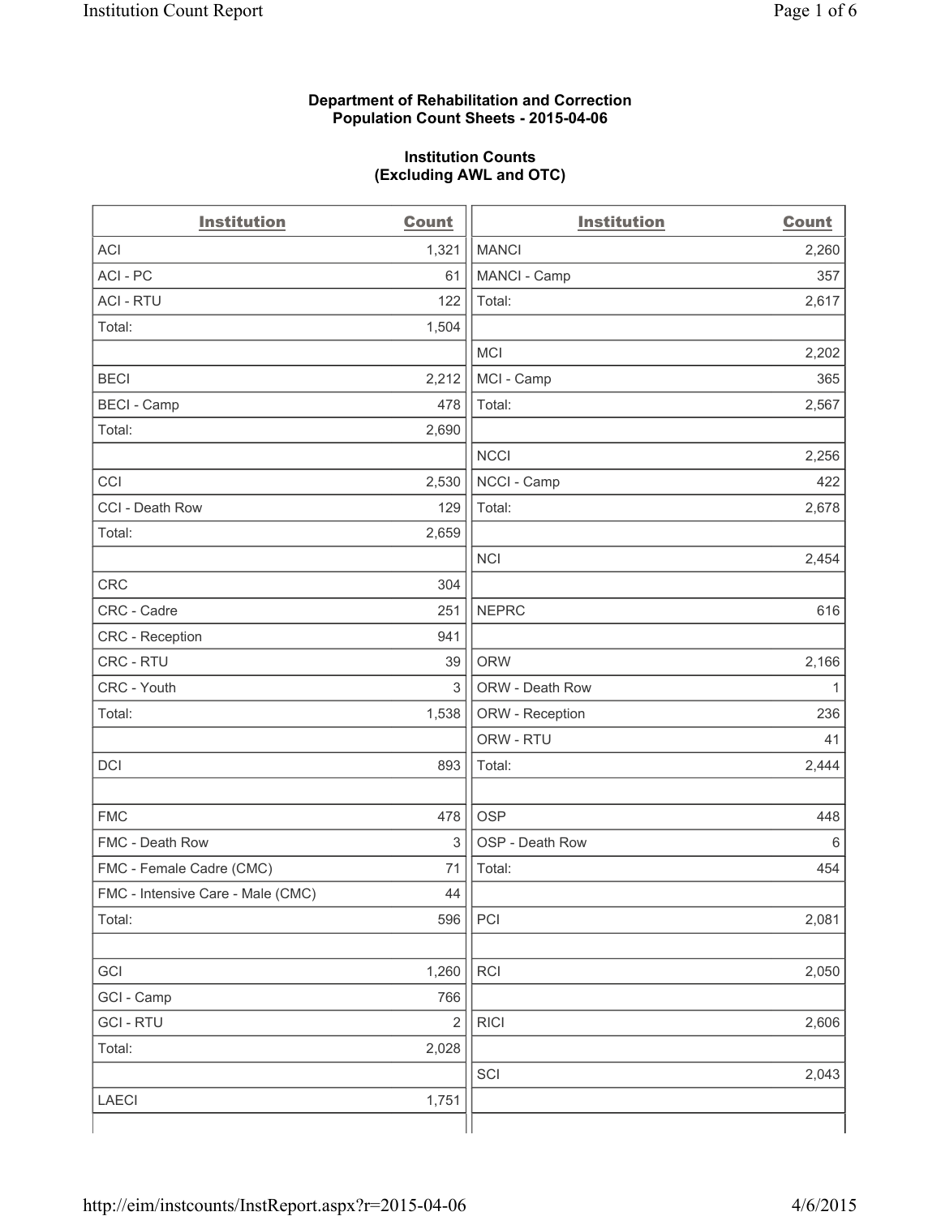**Department of Rehabilitation and Correction**
**Population Count Sheets - 2015-04-06**

**Institution Counts**
**(Excluding AWL and OTC)**

| Institution | Count |
|---|---|
| ACI | 1,321 |
| ACI - PC | 61 |
| ACI - RTU | 122 |
| Total: | 1,504 |
| | |
| BECI | 2,212 |
| BECI - Camp | 478 |
| Total: | 2,690 |
| | |
| CCI | 2,530 |
| CCI - Death Row | 129 |
| Total: | 2,659 |
| | |
| CRC | 304 |
| CRC - Cadre | 251 |
| CRC - Reception | 941 |
| CRC - RTU | 39 |
| CRC - Youth | 3 |
| Total: | 1,538 |
| | |
| DCI | 893 |
| | |
| FMC | 478 |
| FMC - Death Row | 3 |
| FMC - Female Cadre (CMC) | 71 |
| FMC - Intensive Care - Male (CMC) | 44 |
| Total: | 596 |
| | |
| GCI | 1,260 |
| GCI - Camp | 766 |
| GCI - RTU | 2 |
| Total: | 2,028 |
| | |
| LAECI | 1,751 |

| Institution | Count |
|---|---|
| MANCI | 2,260 |
| MANCI - Camp | 357 |
| Total: | 2,617 |
| | |
| MCI | 2,202 |
| MCI - Camp | 365 |
| Total: | 2,567 |
| | |
| NCCI | 2,256 |
| NCCI - Camp | 422 |
| Total: | 2,678 |
| | |
| NCI | 2,454 |
| | |
| NEPRC | 616 |
| | |
| ORW | 2,166 |
| ORW - Death Row | 1 |
| ORW - Reception | 236 |
| ORW - RTU | 41 |
| Total: | 2,444 |
| | |
| OSP | 448 |
| OSP - Death Row | 6 |
| Total: | 454 |
| | |
| PCI | 2,081 |
| | |
| RCI | 2,050 |
| | |
| RICI | 2,606 |
| | |
| SCI | 2,043 |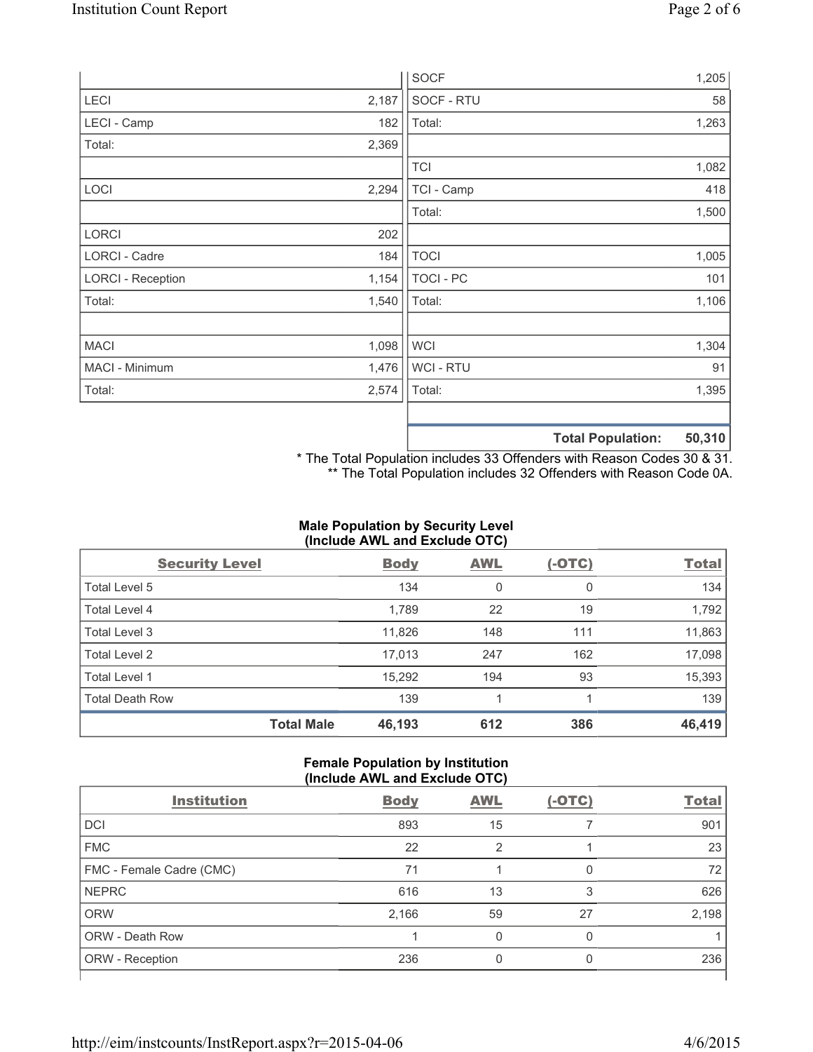| | | | |
|---|---|---|---|
| | | SOCF | 1,205 |
| LECI | 2,187 | SOCF - RTU | 58 |
| LECI - Camp | 182 | Total: | 1,263 |
| Total: | 2,369 | | |
| | | TCI | 1,082 |
| LOCI | 2,294 | TCI - Camp | 418 |
| | | Total: | 1,500 |
| LORCI | 202 | | |
| LORCI - Cadre | 184 | TOCI | 1,005 |
| LORCI - Reception | 1,154 | TOCI - PC | 101 |
| Total: | 1,540 | Total: | 1,106 |
| | | | |
| MACI | 1,098 | WCI | 1,304 |
| MACI - Minimum | 1,476 | WCI - RTU | 91 |
| Total: | 2,574 | Total: | 1,395 |
| | | | |
| | | **Total Population:** | **50,310** |

* The Total Population includes 33 Offenders with Reason Codes 30 & 31.
** The Total Population includes 32 Offenders with Reason Code 0A.

**Male Population by Security Level (Include AWL and Exclude OTC)**

| Security Level | Body | AWL | (-OTC) | Total |
|---|---|---|---|---|
| Total Level 5 | 134 | 0 | 0 | 134 |
| Total Level 4 | 1,789 | 22 | 19 | 1,792 |
| Total Level 3 | 11,826 | 148 | 111 | 11,863 |
| Total Level 2 | 17,013 | 247 | 162 | 17,098 |
| Total Level 1 | 15,292 | 194 | 93 | 15,393 |
| Total Death Row | 139 | 1 | 1 | 139 |
| **Total Male** | **46,193** | **612** | **386** | **46,419** |

**Female Population by Institution (Include AWL and Exclude OTC)**

| Institution | Body | AWL | (-OTC) | Total |
|---|---|---|---|---|
| DCI | 893 | 15 | 7 | 901 |
| FMC | 22 | 2 | 1 | 23 |
| FMC - Female Cadre (CMC) | 71 | 1 | 0 | 72 |
| NEPRC | 616 | 13 | 3 | 626 |
| ORW | 2,166 | 59 | 27 | 2,198 |
| ORW - Death Row | 1 | 0 | 0 | 1 |
| ORW - Reception | 236 | 0 | 0 | 236 |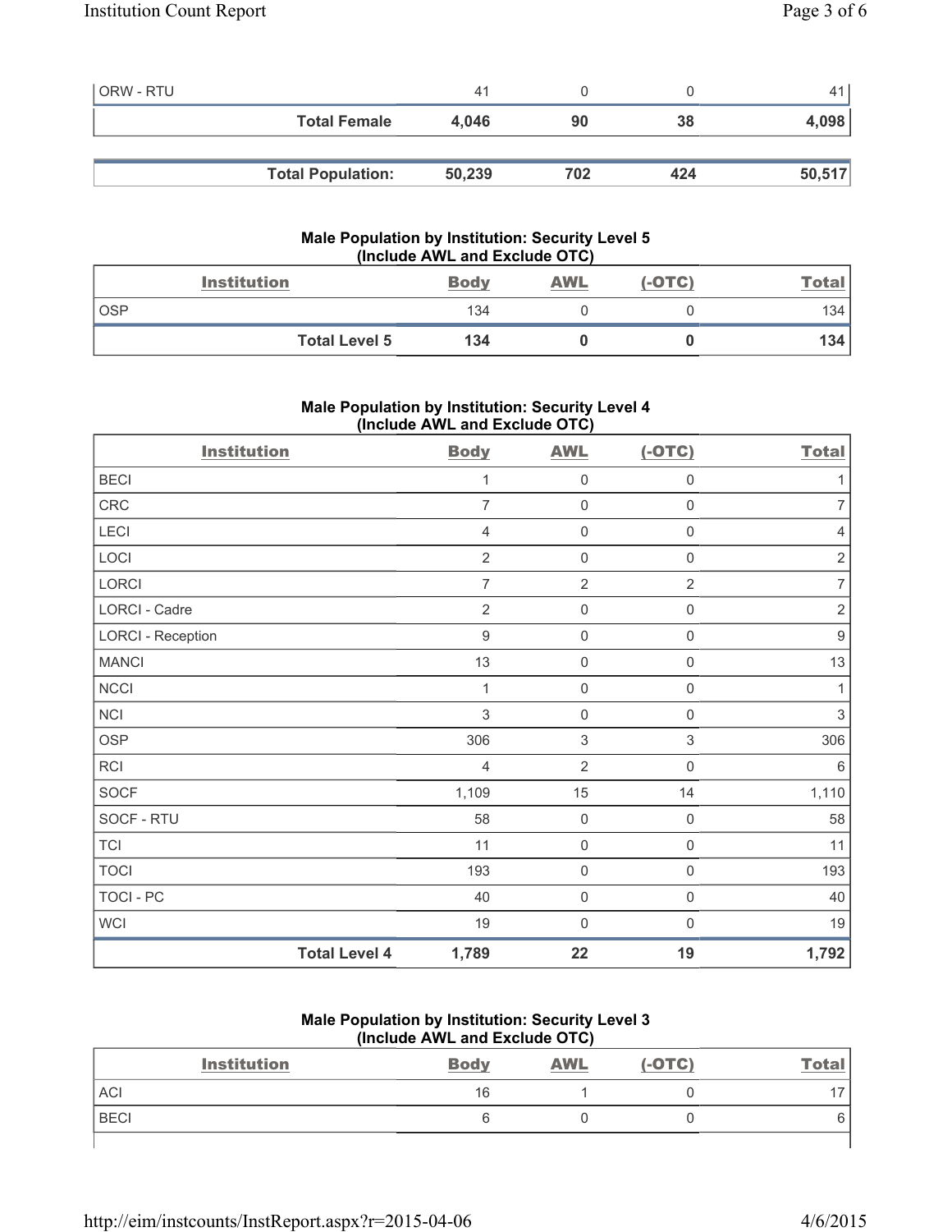| | | | | |
|---|---|---|---|---|
| ORW - RTU | 41 | 0 | 0 | 41 |
| **Total Female** | **4,046** | **90** | **38** | **4,098** |

| | | | | |
|---|---|---|---|---|
| **Total Population:** | **50,239** | **702** | **424** | **50,517** |

### Male Population by Institution: Security Level 5 (Include AWL and Exclude OTC)

| Institution | Body | AWL | (-OTC) | Total |
|---|---|---|---|---|
| OSP | 134 | 0 | 0 | 134 |
| **Total Level 5** | **134** | **0** | **0** | **134** |

### Male Population by Institution: Security Level 4 (Include AWL and Exclude OTC)

| Institution | Body | AWL | (-OTC) | Total |
|---|---|---|---|---|
| BECI | 1 | 0 | 0 | 1 |
| CRC | 7 | 0 | 0 | 7 |
| LECI | 4 | 0 | 0 | 4 |
| LOCI | 2 | 0 | 0 | 2 |
| LORCI | 7 | 2 | 2 | 7 |
| LORCI - Cadre | 2 | 0 | 0 | 2 |
| LORCI - Reception | 9 | 0 | 0 | 9 |
| MANCI | 13 | 0 | 0 | 13 |
| NCCI | 1 | 0 | 0 | 1 |
| NCI | 3 | 0 | 0 | 3 |
| OSP | 306 | 3 | 3 | 306 |
| RCI | 4 | 2 | 0 | 6 |
| SOCF | 1,109 | 15 | 14 | 1,110 |
| SOCF - RTU | 58 | 0 | 0 | 58 |
| TCI | 11 | 0 | 0 | 11 |
| TOCI | 193 | 0 | 0 | 193 |
| TOCI - PC | 40 | 0 | 0 | 40 |
| WCI | 19 | 0 | 0 | 19 |
| **Total Level 4** | **1,789** | **22** | **19** | **1,792** |

### Male Population by Institution: Security Level 3 (Include AWL and Exclude OTC)

| Institution | Body | AWL | (-OTC) | Total |
|---|---|---|---|---|
| ACI | 16 | 1 | 0 | 17 |
| BECI | 6 | 0 | 0 | 6 |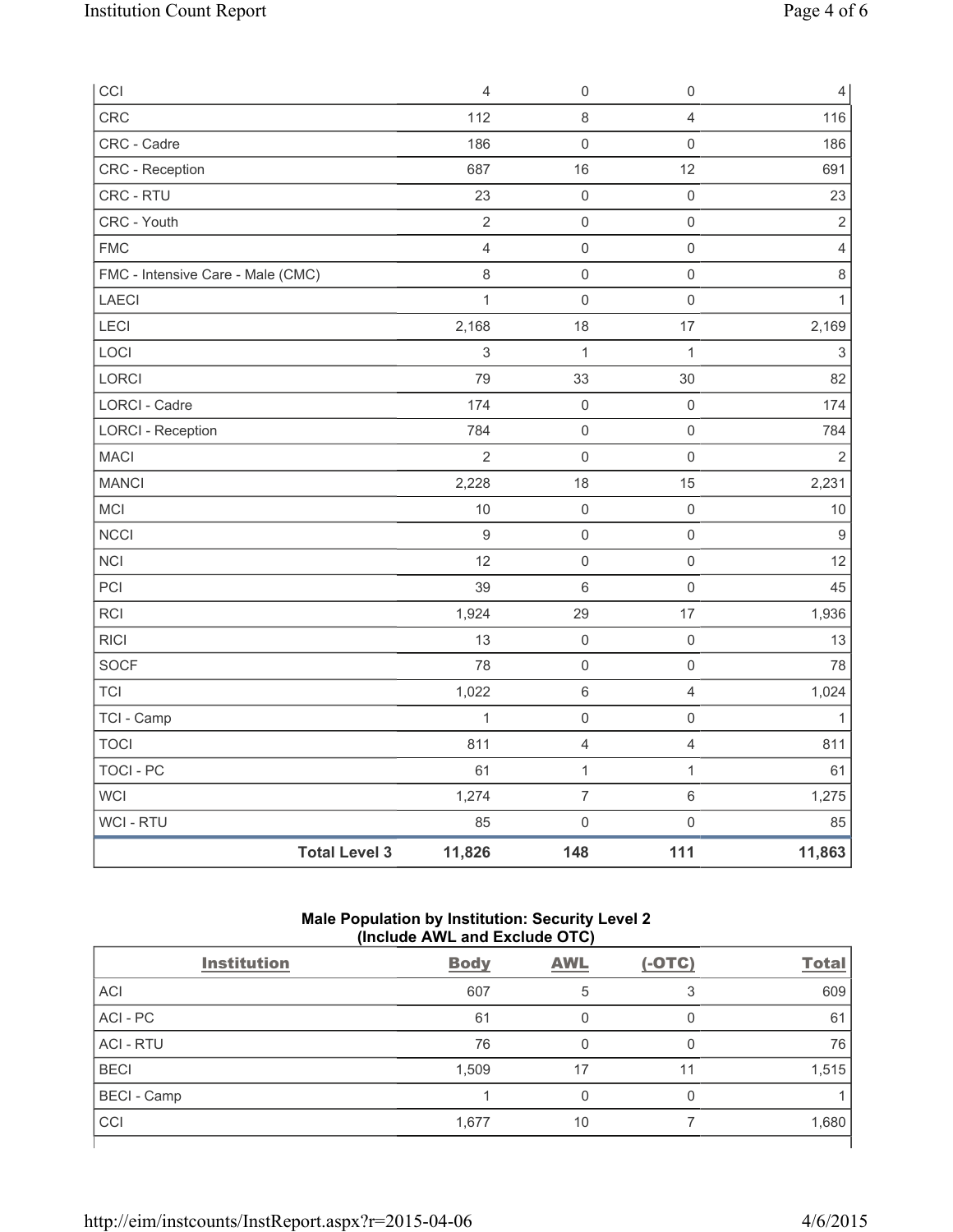| CCI | 4 | 0 | 0 | 4 |
|---|---|---|---|---|
| CRC | 112 | 8 | 4 | 116 |
| CRC - Cadre | 186 | 0 | 0 | 186 |
| CRC - Reception | 687 | 16 | 12 | 691 |
| CRC - RTU | 23 | 0 | 0 | 23 |
| CRC - Youth | 2 | 0 | 0 | 2 |
| FMC | 4 | 0 | 0 | 4 |
| FMC - Intensive Care - Male (CMC) | 8 | 0 | 0 | 8 |
| LAECI | 1 | 0 | 0 | 1 |
| LECI | 2,168 | 18 | 17 | 2,169 |
| LOCI | 3 | 1 | 1 | 3 |
| LORCI | 79 | 33 | 30 | 82 |
| LORCI - Cadre | 174 | 0 | 0 | 174 |
| LORCI - Reception | 784 | 0 | 0 | 784 |
| MACI | 2 | 0 | 0 | 2 |
| MANCI | 2,228 | 18 | 15 | 2,231 |
| MCI | 10 | 0 | 0 | 10 |
| NCCI | 9 | 0 | 0 | 9 |
| NCI | 12 | 0 | 0 | 12 |
| PCI | 39 | 6 | 0 | 45 |
| RCI | 1,924 | 29 | 17 | 1,936 |
| RICI | 13 | 0 | 0 | 13 |
| SOCF | 78 | 0 | 0 | 78 |
| TCI | 1,022 | 6 | 4 | 1,024 |
| TCI - Camp | 1 | 0 | 0 | 1 |
| TOCI | 811 | 4 | 4 | 811 |
| TOCI - PC | 61 | 1 | 1 | 61 |
| WCI | 1,274 | 7 | 6 | 1,275 |
| WCI - RTU | 85 | 0 | 0 | 85 |
| **Total Level 3** | **11,826** | **148** | **111** | **11,863** |

**Male Population by Institution: Security Level 2**
**(Include AWL and Exclude OTC)**

| Institution | Body | AWL | (-OTC) | Total |
|---|---|---|---|---|
| ACI | 607 | 5 | 3 | 609 |
| ACI - PC | 61 | 0 | 0 | 61 |
| ACI - RTU | 76 | 0 | 0 | 76 |
| BECI | 1,509 | 17 | 11 | 1,515 |
| BECI - Camp | 1 | 0 | 0 | 1 |
| CCI | 1,677 | 10 | 7 | 1,680 |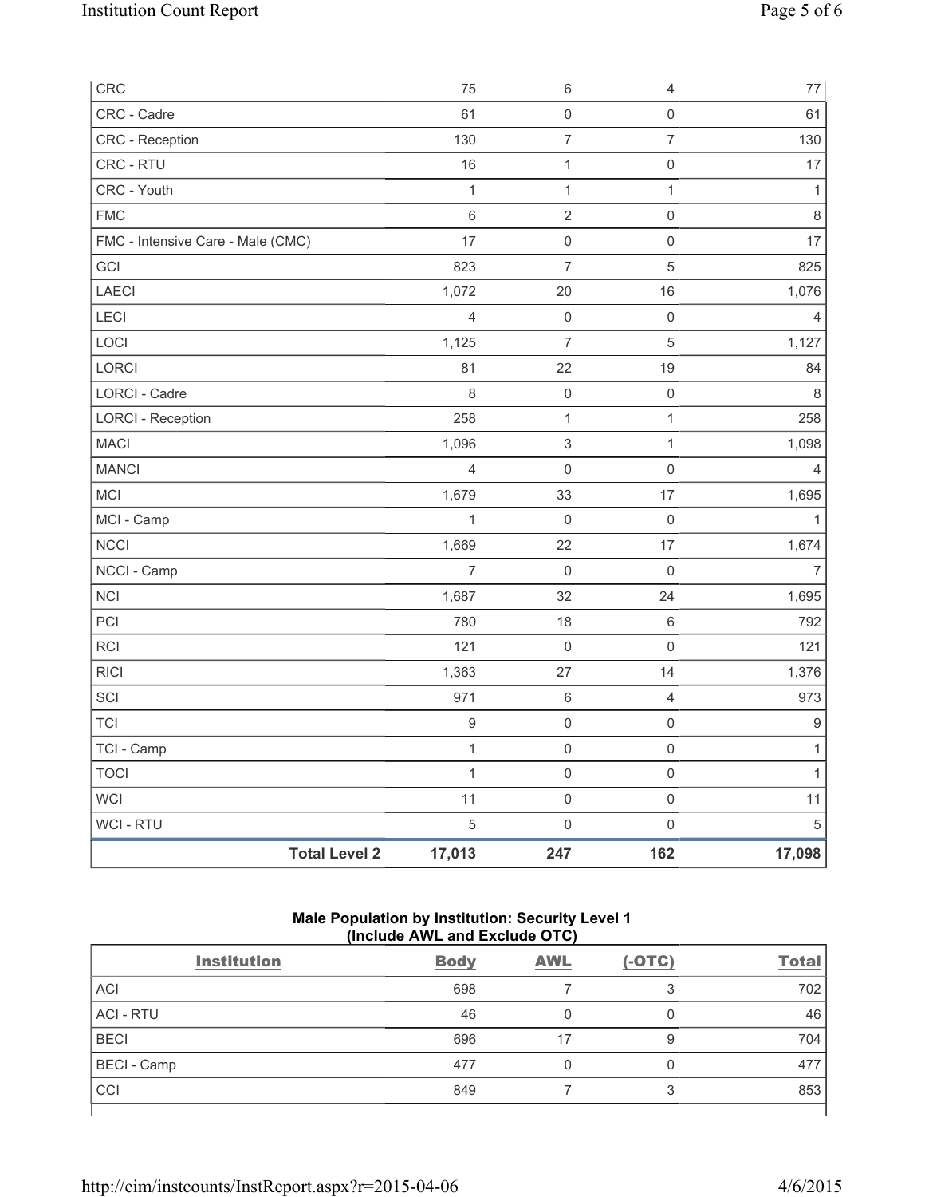| CRC | 75 | 6 | 4 | 77 |
|---|---|---|---|---|
| CRC - Cadre | 61 | 0 | 0 | 61 |
| CRC - Reception | 130 | 7 | 7 | 130 |
| CRC - RTU | 16 | 1 | 0 | 17 |
| CRC - Youth | 1 | 1 | 1 | 1 |
| FMC | 6 | 2 | 0 | 8 |
| FMC - Intensive Care - Male (CMC) | 17 | 0 | 0 | 17 |
| GCI | 823 | 7 | 5 | 825 |
| LAECI | 1,072 | 20 | 16 | 1,076 |
| LECI | 4 | 0 | 0 | 4 |
| LOCI | 1,125 | 7 | 5 | 1,127 |
| LORCI | 81 | 22 | 19 | 84 |
| LORCI - Cadre | 8 | 0 | 0 | 8 |
| LORCI - Reception | 258 | 1 | 1 | 258 |
| MACI | 1,096 | 3 | 1 | 1,098 |
| MANCI | 4 | 0 | 0 | 4 |
| MCI | 1,679 | 33 | 17 | 1,695 |
| MCI - Camp | 1 | 0 | 0 | 1 |
| NCCI | 1,669 | 22 | 17 | 1,674 |
| NCCI - Camp | 7 | 0 | 0 | 7 |
| NCI | 1,687 | 32 | 24 | 1,695 |
| PCI | 780 | 18 | 6 | 792 |
| RCI | 121 | 0 | 0 | 121 |
| RICI | 1,363 | 27 | 14 | 1,376 |
| SCI | 971 | 6 | 4 | 973 |
| TCI | 9 | 0 | 0 | 9 |
| TCI - Camp | 1 | 0 | 0 | 1 |
| TOCI | 1 | 0 | 0 | 1 |
| WCI | 11 | 0 | 0 | 11 |
| WCI - RTU | 5 | 0 | 0 | 5 |
| **Total Level 2** | **17,013** | **247** | **162** | **17,098** |

## Male Population by Institution: Security Level 1 (Include AWL and Exclude OTC)

| Institution | Body | AWL | (-OTC) | Total |
|---|---|---|---|---|
| ACI | 698 | 7 | 3 | 702 |
| ACI - RTU | 46 | 0 | 0 | 46 |
| BECI | 696 | 17 | 9 | 704 |
| BECI - Camp | 477 | 0 | 0 | 477 |
| CCI | 849 | 7 | 3 | 853 |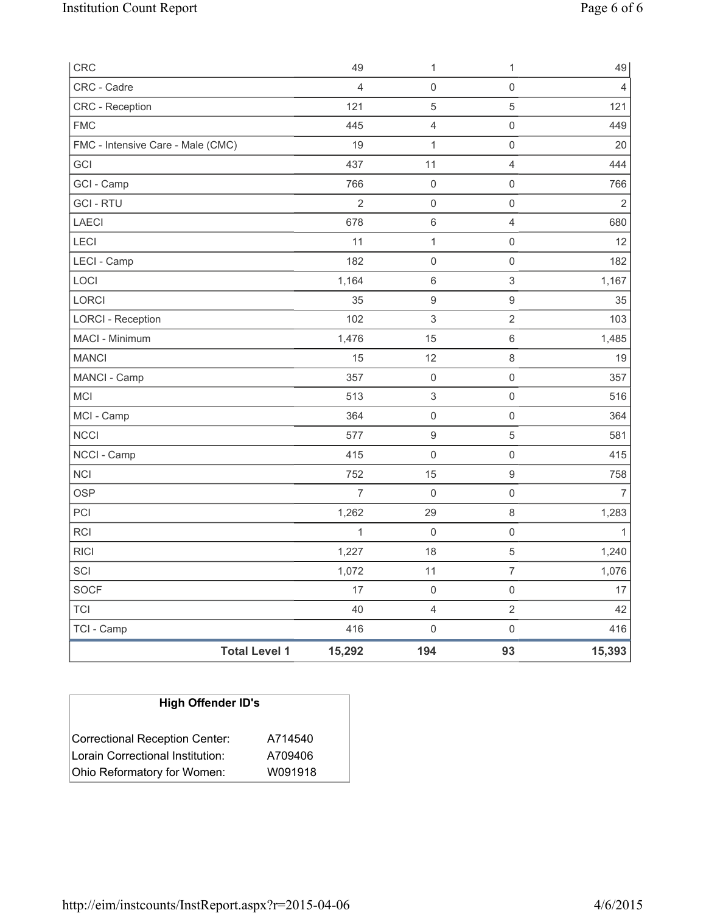| | | | | |
|---|---|---|---|---|
| CRC | 49 | 1 | 1 | 49 |
| CRC - Cadre | 4 | 0 | 0 | 4 |
| CRC - Reception | 121 | 5 | 5 | 121 |
| FMC | 445 | 4 | 0 | 449 |
| FMC - Intensive Care - Male (CMC) | 19 | 1 | 0 | 20 |
| GCI | 437 | 11 | 4 | 444 |
| GCI - Camp | 766 | 0 | 0 | 766 |
| GCI - RTU | 2 | 0 | 0 | 2 |
| LAECI | 678 | 6 | 4 | 680 |
| LECI | 11 | 1 | 0 | 12 |
| LECI - Camp | 182 | 0 | 0 | 182 |
| LOCI | 1,164 | 6 | 3 | 1,167 |
| LORCI | 35 | 9 | 9 | 35 |
| LORCI - Reception | 102 | 3 | 2 | 103 |
| MACI - Minimum | 1,476 | 15 | 6 | 1,485 |
| MANCI | 15 | 12 | 8 | 19 |
| MANCI - Camp | 357 | 0 | 0 | 357 |
| MCI | 513 | 3 | 0 | 516 |
| MCI - Camp | 364 | 0 | 0 | 364 |
| NCCI | 577 | 9 | 5 | 581 |
| NCCI - Camp | 415 | 0 | 0 | 415 |
| NCI | 752 | 15 | 9 | 758 |
| OSP | 7 | 0 | 0 | 7 |
| PCI | 1,262 | 29 | 8 | 1,283 |
| RCI | 1 | 0 | 0 | 1 |
| RICI | 1,227 | 18 | 5 | 1,240 |
| SCI | 1,072 | 11 | 7 | 1,076 |
| SOCF | 17 | 0 | 0 | 17 |
| TCI | 40 | 4 | 2 | 42 |
| TCI - Camp | 416 | 0 | 0 | 416 |
| **Total Level 1** | **15,292** | **194** | **93** | **15,393** |

| **High Offender ID's** | |
|---|---|
| Correctional Reception Center: | A714540 |
| Lorain Correctional Institution: | A709406 |
| Ohio Reformatory for Women: | W091918 |